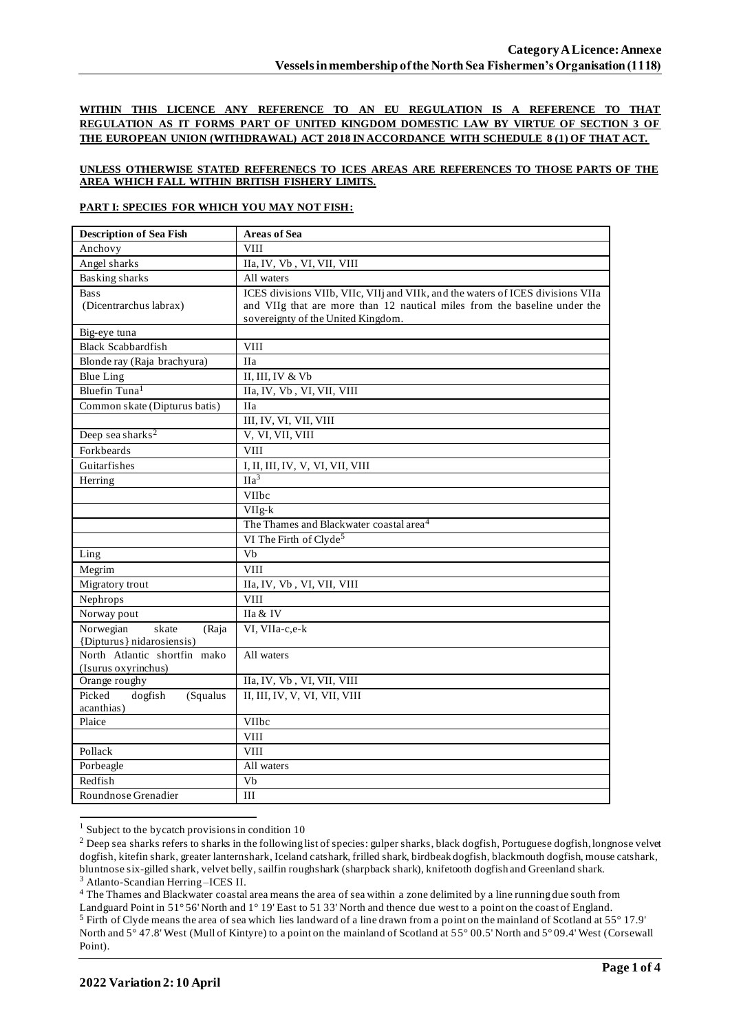**Category A Licence: Annexe**
**Vessels in membership of the North Sea Fishermen's Organisation (1118)**

**WITHIN THIS LICENCE ANY REFERENCE TO AN EU REGULATION IS A REFERENCE TO THAT REGULATION AS IT FORMS PART OF UNITED KINGDOM DOMESTIC LAW BY VIRTUE OF SECTION 3 OF THE EUROPEAN UNION (WITHDRAWAL) ACT 2018 IN ACCORDANCE WITH SCHEDULE 8 (1) OF THAT ACT.**

**UNLESS OTHERWISE STATED REFERENECS TO ICES AREAS ARE REFERENCES TO THOSE PARTS OF THE AREA WHICH FALL WITHIN BRITISH FISHERY LIMITS.**

**PART I: SPECIES FOR WHICH YOU MAY NOT FISH:**

| Description of Sea Fish | Areas of Sea |
|---|---|
| Anchovy | VIII |
| Angel sharks | IIa, IV, Vb , VI, VII, VIII |
| Basking sharks | All waters |
| Bass (Dicentrarchus labrax) | ICES divisions VIIb, VIIc, VIIj and VIIk, and the waters of ICES divisions VIIa and VIIg that are more than 12 nautical miles from the baseline under the sovereignty of the United Kingdom. |
| Big-eye tuna | |
| Black Scabbardfish | VIII |
| Blonde ray (Raja brachyura) | IIa |
| Blue Ling | II, III, IV & Vb |
| Bluefin Tuna[1] | IIa, IV, Vb , VI, VII, VIII |
| Common skate (Dipturus batis) | IIa |
| | III, IV, VI, VII, VIII |
| Deep sea sharks[2] | V, VI, VII, VIII |
| Forkbeards | VIII |
| Guitarfishes | I, II, III, IV, V, VI, VII, VIII |
| Herring | IIa[3] |
| | VIIbc |
| | VIIg-k |
| | The Thames and Blackwater coastal area[4] |
| | VI The Firth of Clyde[5] |
| Ling | Vb |
| Megrim | VIII |
| Migratory trout | IIa, IV, Vb , VI, VII, VIII |
| Nephrops | VIII |
| Norway pout | IIa & IV |
| Norwegian skate (Raja {Dipturus} nidarosiensis) | VI, VIIa-c,e-k |
| North Atlantic shortfin mako (Isurus oxyrinchus) | All waters |
| Orange roughy | IIa, IV, Vb , VI, VII, VIII |
| Picked dogfish (Squalus acanthias) | II, III, IV, V, VI, VII, VIII |
| Plaice | VIIbc |
| | VIII |
| Pollack | VIII |
| Porbeagle | All waters |
| Redfish | Vb |
| Roundnose Grenadier | III |

[1] Subject to the bycatch provisions in condition 10

[2] Deep sea sharks refers to sharks in the following list of species: gulper sharks, black dogfish, Portuguese dogfish, longnose velvet dogfish, kitefin shark, greater lanternshark, Iceland catshark, frilled shark, birdbeak dogfish, blackmouth dogfish, mouse catshark, bluntnose six-gilled shark, velvet belly, sailfin roughshark (sharpback shark), knifetooth dogfish and Greenland shark.

[3] Atlanto-Scandian Herring –ICES II.

[4] The Thames and Blackwater coastal area means the area of sea within a zone delimited by a line running due south from Landguard Point in 51° 56' North and 1° 19' East to 51 33' North and thence due west to a point on the coast of England.

[5] Firth of Clyde means the area of sea which lies landward of a line drawn from a point on the mainland of Scotland at 55° 17.9' North and 5° 47.8' West (Mull of Kintyre) to a point on the mainland of Scotland at 55° 00.5' North and 5° 09.4' West (Corsewall Point).

**2022 Variation 2: 10 April**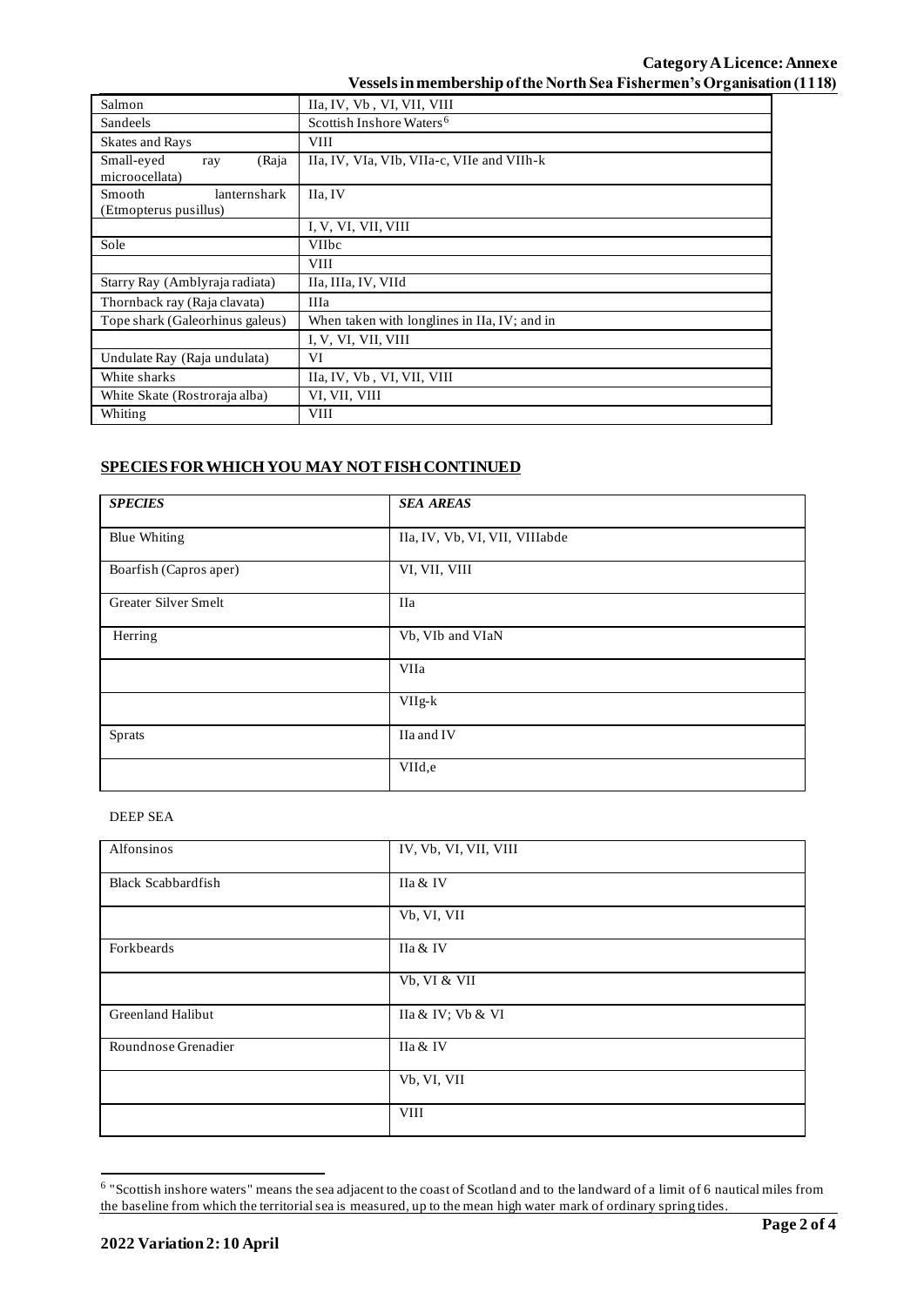| | |
|---|---|
| Salmon | IIa, IV, Vb , VI, VII, VIII |
| Sandeels | Scottish Inshore Waters[6] |
| Skates and Rays | VIII |
| Small-eyed ray (Raja microocellata) | IIa, IV, VIa, VIb, VIIa-c, VIIe and VIIh-k |
| Smooth lanternshark (Etmopterus pusillus) | IIa, IV |
| | I, V, VI, VII, VIII |
| Sole | VIIbc |
| | VIII |
| Starry Ray (Amblyraja radiata) | IIa, IIIa, IV, VIId |
| Thornback ray (Raja clavata) | IIIa |
| Tope shark (Galeorhinus galeus) | When taken with longlines in IIa, IV; and in |
| | I, V, VI, VII, VIII |
| Undulate Ray (Raja undulata) | VI |
| White sharks | IIa, IV, Vb , VI, VII, VIII |
| White Skate (Rostroraja alba) | VI, VII, VIII |
| Whiting | VIII |

## SPECIES FOR WHICH YOU MAY NOT FISH CONTINUED

| *SPECIES* | *SEA AREAS* |
|---|---|
| Blue Whiting | IIa, IV, Vb, VI, VII, VIIIabde |
| Boarfish (Capros aper) | VI, VII, VIII |
| Greater Silver Smelt | IIa |
| Herring | Vb, VIb and VIaN |
| | VIIa |
| | VIIg-k |
| Sprats | IIa and IV |
| | VIId,e |

DEEP SEA

| | |
|---|---|
| Alfonsinos | IV, Vb, VI, VII, VIII |
| Black Scabbardfish | IIa & IV |
| | Vb, VI, VII |
| Forkbeards | IIa & IV |
| | Vb, VI & VII |
| Greenland Halibut | IIa & IV; Vb & VI |
| Roundnose Grenadier | IIa & IV |
| | Vb, VI, VII |
| | VIII |

[6] "Scottish inshore waters" means the sea adjacent to the coast of Scotland and to the landward of a limit of 6 nautical miles from the baseline from which the territorial sea is measured, up to the mean high water mark of ordinary spring tides.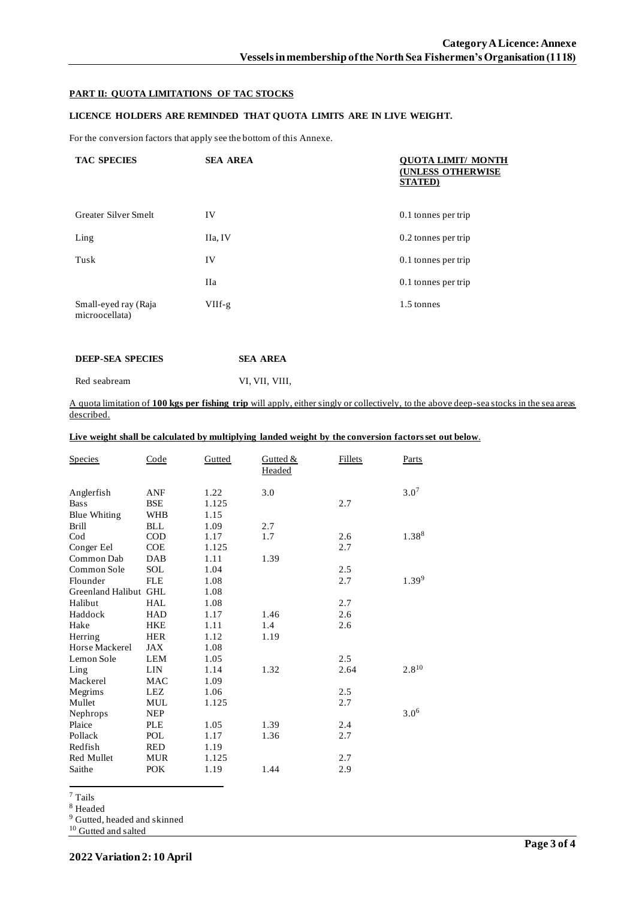## PART II: QUOTA LIMITATIONS OF TAC STOCKS

**LICENCE HOLDERS ARE REMINDED THAT QUOTA LIMITS ARE IN LIVE WEIGHT.**

For the conversion factors that apply see the bottom of this Annexe.

| TAC SPECIES | SEA AREA | QUOTA LIMIT/ MONTH (UNLESS OTHERWISE STATED) |
|---|---|---|
| Greater Silver Smelt | IV | 0.1 tonnes per trip |
| Ling | IIa, IV | 0.2 tonnes per trip |
| Tusk | IV | 0.1 tonnes per trip |
| | IIa | 0.1 tonnes per trip |
| Small-eyed ray (Raja microocellata) | VIIf-g | 1.5 tonnes |

| DEEP-SEA SPECIES | SEA AREA |
|---|---|
| Red seabream | VI, VII, VIII, |

A quota limitation of **100 kgs per fishing trip** will apply, either singly or collectively, to the above deep-sea stocks in the sea areas described.

**Live weight shall be calculated by multiplying landed weight by the conversion factors set out below**.

| Species | Code | Gutted | Gutted & Headed | Fillets | Parts |
|---|---|---|---|---|---|
| Anglerfish | ANF | 1.22 | 3.0 | | 3.0[7] |
| Bass | BSE | 1.125 | | 2.7 | |
| Blue Whiting | WHB | 1.15 | | | |
| Brill | BLL | 1.09 | 2.7 | | |
| Cod | COD | 1.17 | 1.7 | 2.6 | 1.38[8] |
| Conger Eel | COE | 1.125 | | 2.7 | |
| Common Dab | DAB | 1.11 | 1.39 | | |
| Common Sole | SOL | 1.04 | | 2.5 | |
| Flounder | FLE | 1.08 | | 2.7 | 1.39[9] |
| Greenland Halibut | GHL | 1.08 | | | |
| Halibut | HAL | 1.08 | | 2.7 | |
| Haddock | HAD | 1.17 | 1.46 | 2.6 | |
| Hake | HKE | 1.11 | 1.4 | 2.6 | |
| Herring | HER | 1.12 | 1.19 | | |
| Horse Mackerel | JAX | 1.08 | | | |
| Lemon Sole | LEM | 1.05 | | 2.5 | |
| Ling | LIN | 1.14 | 1.32 | 2.64 | 2.8[10] |
| Mackerel | MAC | 1.09 | | | |
| Megrims | LEZ | 1.06 | | 2.5 | |
| Mullet | MUL | 1.125 | | 2.7 | |
| Nephrops | NEP | | | | 3.0[6] |
| Plaice | PLE | 1.05 | 1.39 | 2.4 | |
| Pollack | POL | 1.17 | 1.36 | 2.7 | |
| Redfish | RED | 1.19 | | | |
| Red Mullet | MUR | 1.125 | | 2.7 | |
| Saithe | POK | 1.19 | 1.44 | 2.9 | |

[7] Tails
[8] Headed
[9] Gutted, headed and skinned
[10] Gutted and salted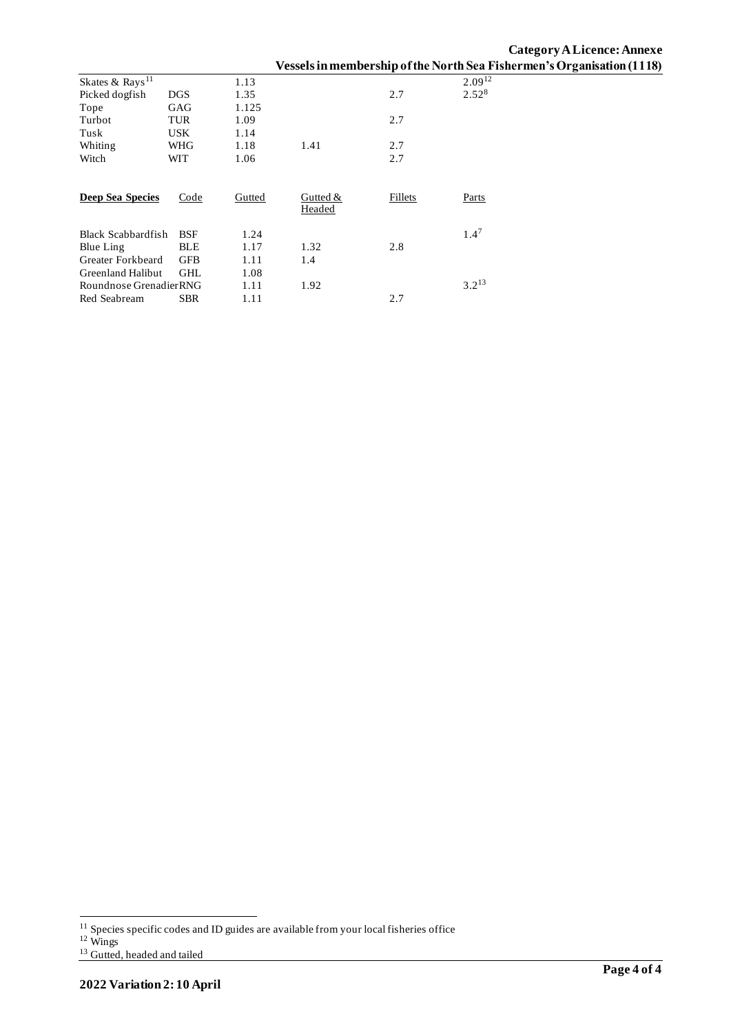| | | | | | |
|---|---|---|---|---|---|
| Skates & Rays[11] | | 1.13 | | | 2.09[12] |
| Picked dogfish | DGS | 1.35 | | 2.7 | 2.52[8] |
| Tope | GAG | 1.125 | | | |
| Turbot | TUR | 1.09 | | 2.7 | |
| Tusk | USK | 1.14 | | | |
| Whiting | WHG | 1.18 | 1.41 | 2.7 | |
| Witch | WIT | 1.06 | | 2.7 | |

| **Deep Sea Species** | Code | Gutted | Gutted & Headed | Fillets | Parts |
|---|---|---|---|---|---|
| Black Scabbardfish | BSF | 1.24 | | | 1.4[7] |
| Blue Ling | BLE | 1.17 | 1.32 | 2.8 | |
| Greater Forkbeard | GFB | 1.11 | 1.4 | | |
| Greenland Halibut | GHL | 1.08 | | | |
| Roundnose Grenadier | RNG | 1.11 | 1.92 | | 3.2[13] |
| Red Seabream | SBR | 1.11 | | 2.7 | |

[11] Species specific codes and ID guides are available from your local fisheries office

[12] Wings

[13] Gutted, headed and tailed